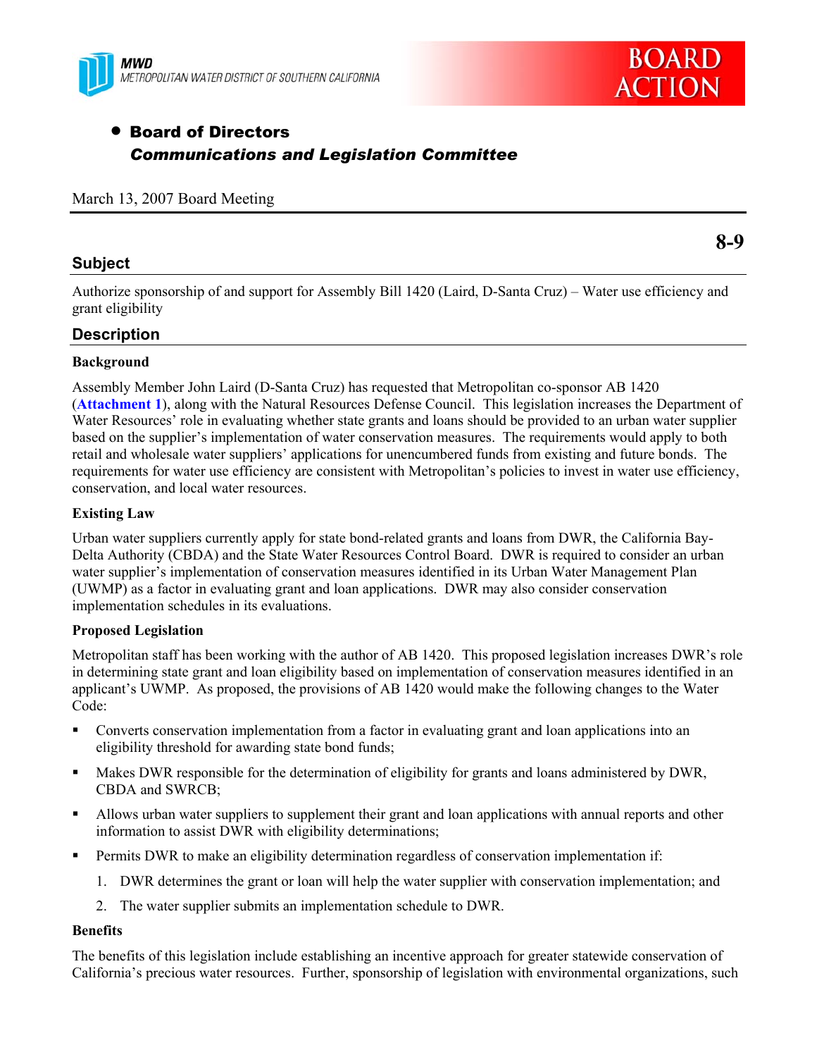MWD
METROPOLITAN WATER DISTRICT OF SOUTHERN CALIFORNIA

**BOARD ACTION**

- **Board of Directors**
  ***Communications and Legislation Committee***

March 13, 2007 Board Meeting

**8-9**

## Subject

Authorize sponsorship of and support for Assembly Bill 1420 (Laird, D-Santa Cruz) – Water use efficiency and grant eligibility

## Description

### Background

Assembly Member John Laird (D-Santa Cruz) has requested that Metropolitan co-sponsor AB 1420 (**Attachment 1**), along with the Natural Resources Defense Council. This legislation increases the Department of Water Resources' role in evaluating whether state grants and loans should be provided to an urban water supplier based on the supplier's implementation of water conservation measures. The requirements would apply to both retail and wholesale water suppliers' applications for unencumbered funds from existing and future bonds. The requirements for water use efficiency are consistent with Metropolitan's policies to invest in water use efficiency, conservation, and local water resources.

### Existing Law

Urban water suppliers currently apply for state bond-related grants and loans from DWR, the California Bay-Delta Authority (CBDA) and the State Water Resources Control Board. DWR is required to consider an urban water supplier's implementation of conservation measures identified in its Urban Water Management Plan (UWMP) as a factor in evaluating grant and loan applications. DWR may also consider conservation implementation schedules in its evaluations.

### Proposed Legislation

Metropolitan staff has been working with the author of AB 1420. This proposed legislation increases DWR's role in determining state grant and loan eligibility based on implementation of conservation measures identified in an applicant's UWMP. As proposed, the provisions of AB 1420 would make the following changes to the Water Code:

- Converts conservation implementation from a factor in evaluating grant and loan applications into an eligibility threshold for awarding state bond funds;
- Makes DWR responsible for the determination of eligibility for grants and loans administered by DWR, CBDA and SWRCB;
- Allows urban water suppliers to supplement their grant and loan applications with annual reports and other information to assist DWR with eligibility determinations;
- Permits DWR to make an eligibility determination regardless of conservation implementation if:
  1. DWR determines the grant or loan will help the water supplier with conservation implementation; and
  2. The water supplier submits an implementation schedule to DWR.

### Benefits

The benefits of this legislation include establishing an incentive approach for greater statewide conservation of California's precious water resources. Further, sponsorship of legislation with environmental organizations, such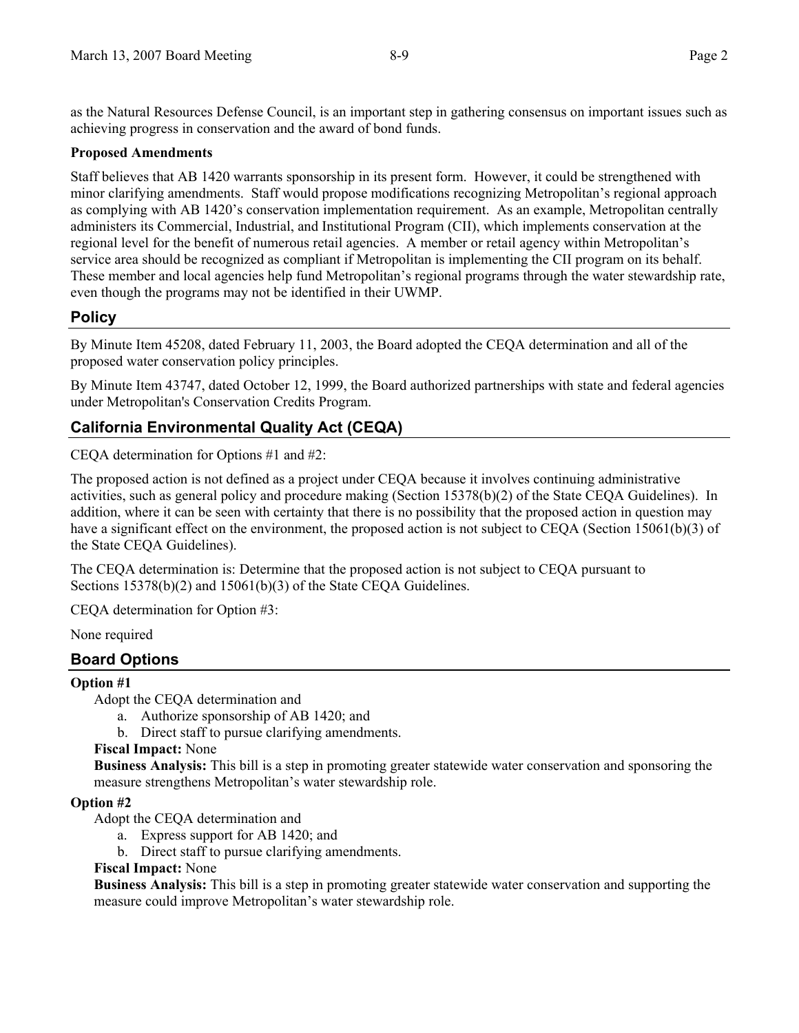as the Natural Resources Defense Council, is an important step in gathering consensus on important issues such as achieving progress in conservation and the award of bond funds.

**Proposed Amendments**

Staff believes that AB 1420 warrants sponsorship in its present form. However, it could be strengthened with minor clarifying amendments. Staff would propose modifications recognizing Metropolitan's regional approach as complying with AB 1420's conservation implementation requirement. As an example, Metropolitan centrally administers its Commercial, Industrial, and Institutional Program (CII), which implements conservation at the regional level for the benefit of numerous retail agencies. A member or retail agency within Metropolitan's service area should be recognized as compliant if Metropolitan is implementing the CII program on its behalf. These member and local agencies help fund Metropolitan's regional programs through the water stewardship rate, even though the programs may not be identified in their UWMP.

## Policy

By Minute Item 45208, dated February 11, 2003, the Board adopted the CEQA determination and all of the proposed water conservation policy principles.

By Minute Item 43747, dated October 12, 1999, the Board authorized partnerships with state and federal agencies under Metropolitan's Conservation Credits Program.

## California Environmental Quality Act (CEQA)

CEQA determination for Options #1 and #2:

The proposed action is not defined as a project under CEQA because it involves continuing administrative activities, such as general policy and procedure making (Section 15378(b)(2) of the State CEQA Guidelines). In addition, where it can be seen with certainty that there is no possibility that the proposed action in question may have a significant effect on the environment, the proposed action is not subject to CEQA (Section 15061(b)(3) of the State CEQA Guidelines).

The CEQA determination is: Determine that the proposed action is not subject to CEQA pursuant to Sections 15378(b)(2) and 15061(b)(3) of the State CEQA Guidelines.

CEQA determination for Option #3:

None required

## Board Options

**Option #1**

Adopt the CEQA determination and

a. Authorize sponsorship of AB 1420; and
b. Direct staff to pursue clarifying amendments.

**Fiscal Impact:** None

**Business Analysis:** This bill is a step in promoting greater statewide water conservation and sponsoring the measure strengthens Metropolitan's water stewardship role.

**Option #2**

Adopt the CEQA determination and

a. Express support for AB 1420; and
b. Direct staff to pursue clarifying amendments.

**Fiscal Impact:** None

**Business Analysis:** This bill is a step in promoting greater statewide water conservation and supporting the measure could improve Metropolitan's water stewardship role.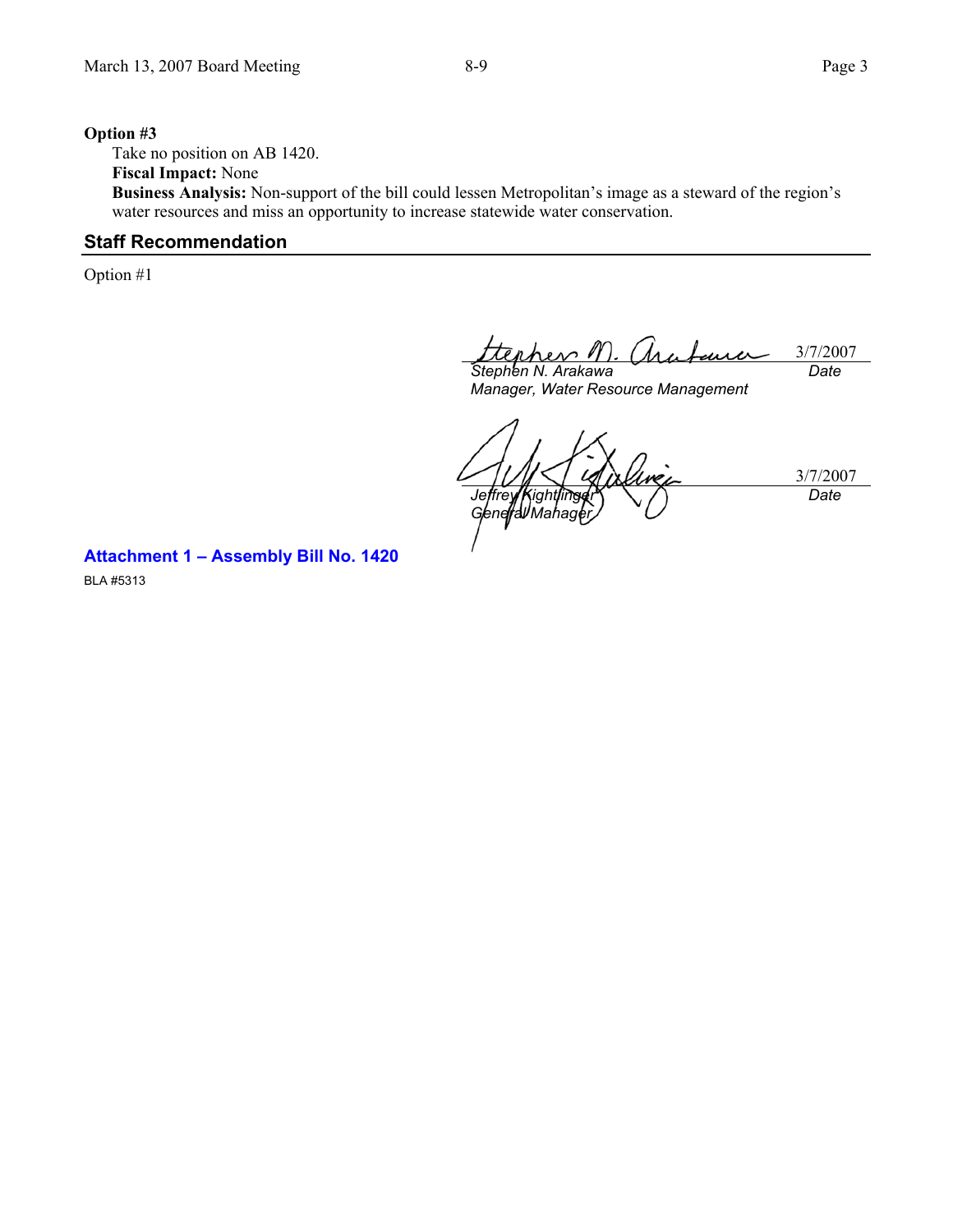**Option #3**

Take no position on AB 1420.

**Fiscal Impact:** None

**Business Analysis:** Non-support of the bill could lessen Metropolitan's image as a steward of the region's water resources and miss an opportunity to increase statewide water conservation.

## Staff Recommendation

Option #1

| | |
|---|---|
| Stephen N. Arakawa | 3/7/2007 |
| *Stephen N. Arakawa* | *Date* |
| *Manager, Water Resource Management* | |

| | |
|---|---|
| Jeffrey Kightlinger | 3/7/2007 |
| *Jeffrey Kightlinger* | *Date* |
| *General Manager* | |

**Attachment 1 – Assembly Bill No. 1420**

BLA #5313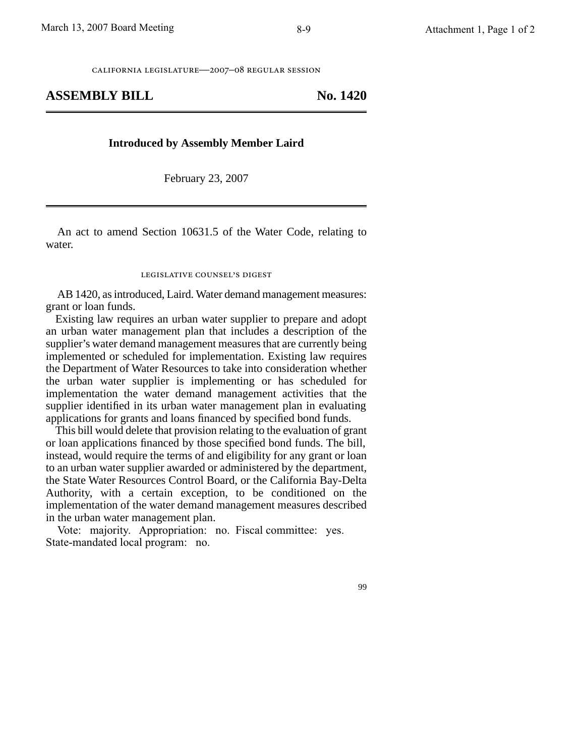california legislature—2007–08 regular session

# ASSEMBLY BILL No. 1420

**Introduced by Assembly Member Laird**

February 23, 2007

An act to amend Section 10631.5 of the Water Code, relating to water.

legislative counsel's digest

AB 1420, as introduced, Laird. Water demand management measures: grant or loan funds.

Existing law requires an urban water supplier to prepare and adopt an urban water management plan that includes a description of the supplier's water demand management measures that are currently being implemented or scheduled for implementation. Existing law requires the Department of Water Resources to take into consideration whether the urban water supplier is implementing or has scheduled for implementation the water demand management activities that the supplier identified in its urban water management plan in evaluating applications for grants and loans financed by specified bond funds.

This bill would delete that provision relating to the evaluation of grant or loan applications financed by those specified bond funds. The bill, instead, would require the terms of and eligibility for any grant or loan to an urban water supplier awarded or administered by the department, the State Water Resources Control Board, or the California Bay-Delta Authority, with a certain exception, to be conditioned on the implementation of the water demand management measures described in the urban water management plan.

Vote: majority. Appropriation: no. Fiscal committee: yes. State-mandated local program: no.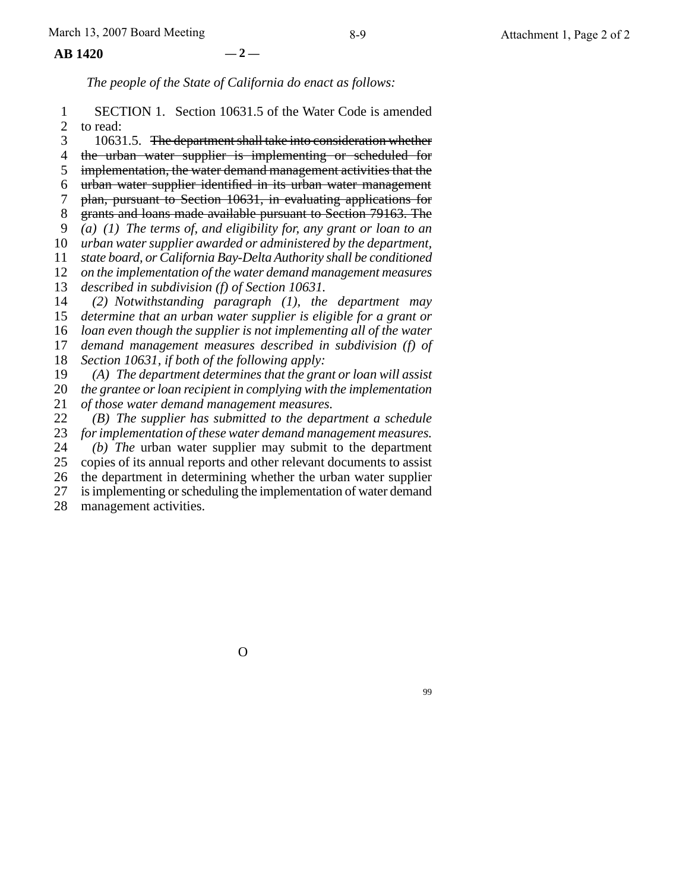*The people of the State of California do enact as follows:*

SECTION 1. Section 10631.5 of the Water Code is amended to read:

10631.5. ~~The department shall take into consideration whether the urban water supplier is implementing or scheduled for implementation, the water demand management activities that the urban water supplier identified in its urban water management plan, pursuant to Section 10631, in evaluating applications for grants and loans made available pursuant to Section 79163. The~~ *(a) (1) The terms of, and eligibility for, any grant or loan to an urban water supplier awarded or administered by the department, state board, or California Bay-Delta Authority shall be conditioned on the implementation of the water demand management measures described in subdivision (f) of Section 10631.*

*(2) Notwithstanding paragraph (1), the department may determine that an urban water supplier is eligible for a grant or loan even though the supplier is not implementing all of the water demand management measures described in subdivision (f) of Section 10631, if both of the following apply:*

*(A) The department determines that the grant or loan will assist the grantee or loan recipient in complying with the implementation of those water demand management measures.*

*(B) The supplier has submitted to the department a schedule for implementation of these water demand management measures.*

*(b) The* urban water supplier may submit to the department copies of its annual reports and other relevant documents to assist the department in determining whether the urban water supplier is implementing or scheduling the implementation of water demand management activities.

O